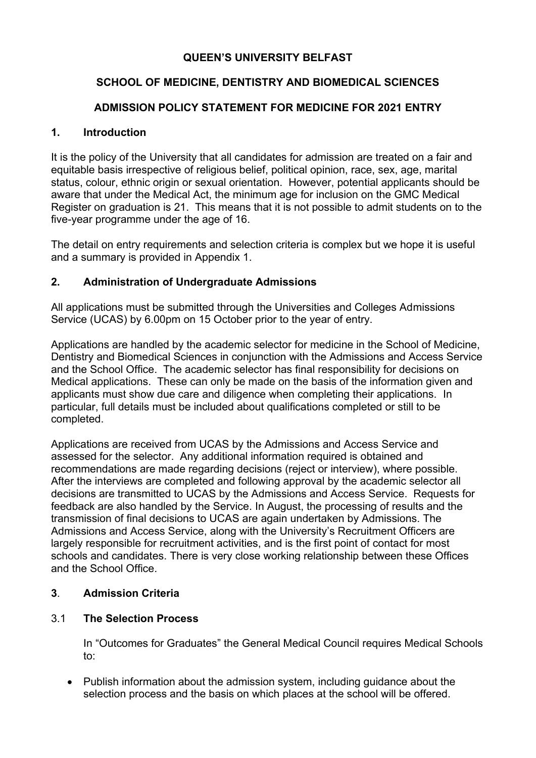# QUEEN'S UNIVERSITY BELFAST

## SCHOOL OF MEDICINE, DENTISTRY AND BIOMEDICAL SCIENCES

## ADMISSION POLICY STATEMENT FOR MEDICINE FOR 2021 ENTRY

## 1. Introduction

It is the policy of the University that all candidates for admission are treated on a fair and equitable basis irrespective of religious belief, political opinion, race, sex, age, marital status, colour, ethnic origin or sexual orientation. However, potential applicants should be aware that under the Medical Act, the minimum age for inclusion on the GMC Medical Register on graduation is 21. This means that it is not possible to admit students on to the five-year programme under the age of 16.

The detail on entry requirements and selection criteria is complex but we hope it is useful and a summary is provided in Appendix 1.

## 2. Administration of Undergraduate Admissions

All applications must be submitted through the Universities and Colleges Admissions Service (UCAS) by 6.00pm on 15 October prior to the year of entry.

Applications are handled by the academic selector for medicine in the School of Medicine, Dentistry and Biomedical Sciences in conjunction with the Admissions and Access Service and the School Office. The academic selector has final responsibility for decisions on Medical applications. These can only be made on the basis of the information given and applicants must show due care and diligence when completing their applications. In particular, full details must be included about qualifications completed or still to be completed.

Applications are received from UCAS by the Admissions and Access Service and assessed for the selector. Any additional information required is obtained and recommendations are made regarding decisions (reject or interview), where possible. After the interviews are completed and following approval by the academic selector all decisions are transmitted to UCAS by the Admissions and Access Service. Requests for feedback are also handled by the Service. In August, the processing of results and the transmission of final decisions to UCAS are again undertaken by Admissions. The Admissions and Access Service, along with the University's Recruitment Officers are largely responsible for recruitment activities, and is the first point of contact for most schools and candidates. There is very close working relationship between these Offices and the School Office.

## 3. Admission Criteria

### 3.1 The Selection Process

In "Outcomes for Graduates" the General Medical Council requires Medical Schools to:

- Publish information about the admission system, including guidance about the selection process and the basis on which places at the school will be offered.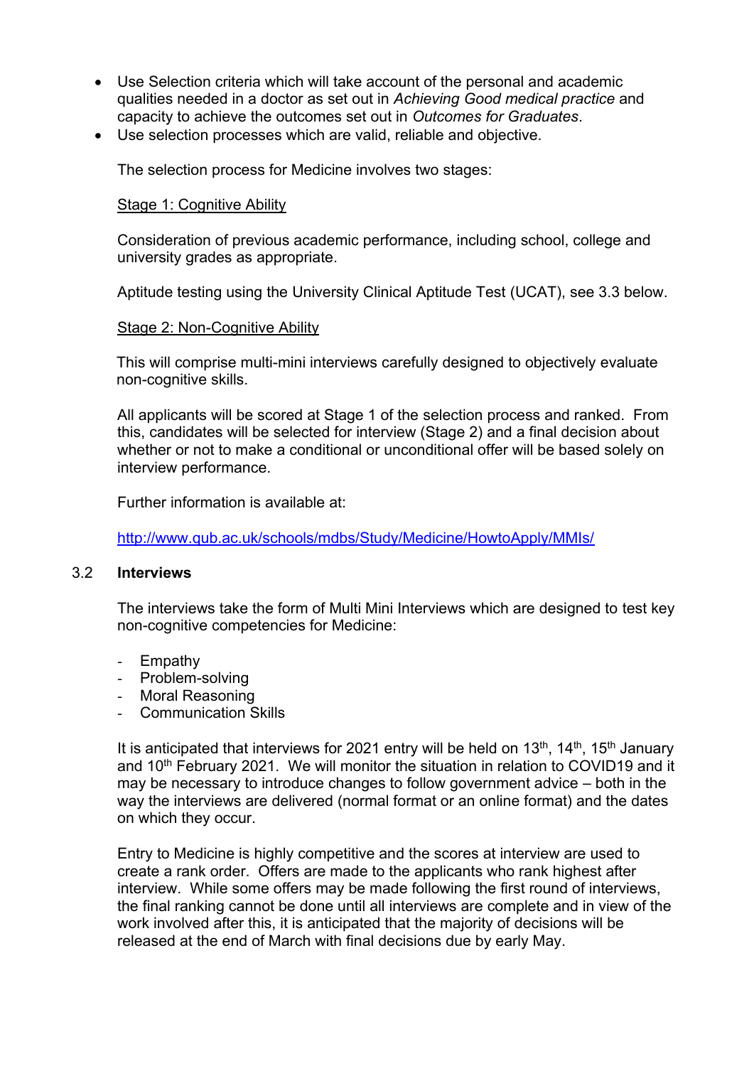- Use Selection criteria which will take account of the personal and academic qualities needed in a doctor as set out in *Achieving Good medical practice* and capacity to achieve the outcomes set out in *Outcomes for Graduates*.
- Use selection processes which are valid, reliable and objective.

The selection process for Medicine involves two stages:

<u>Stage 1: Cognitive Ability</u>

Consideration of previous academic performance, including school, college and university grades as appropriate.

Aptitude testing using the University Clinical Aptitude Test (UCAT), see 3.3 below.

<u>Stage 2: Non-Cognitive Ability</u>

This will comprise multi-mini interviews carefully designed to objectively evaluate non-cognitive skills.

All applicants will be scored at Stage 1 of the selection process and ranked. From this, candidates will be selected for interview (Stage 2) and a final decision about whether or not to make a conditional or unconditional offer will be based solely on interview performance.

Further information is available at:

http://www.qub.ac.uk/schools/mdbs/Study/Medicine/HowtoApply/MMIs/

### 3.2 Interviews

The interviews take the form of Multi Mini Interviews which are designed to test key non-cognitive competencies for Medicine:

- Empathy
- Problem-solving
- Moral Reasoning
- Communication Skills

It is anticipated that interviews for 2021 entry will be held on 13th, 14th, 15th January and 10th February 2021. We will monitor the situation in relation to COVID19 and it may be necessary to introduce changes to follow government advice – both in the way the interviews are delivered (normal format or an online format) and the dates on which they occur.

Entry to Medicine is highly competitive and the scores at interview are used to create a rank order. Offers are made to the applicants who rank highest after interview. While some offers may be made following the first round of interviews, the final ranking cannot be done until all interviews are complete and in view of the work involved after this, it is anticipated that the majority of decisions will be released at the end of March with final decisions due by early May.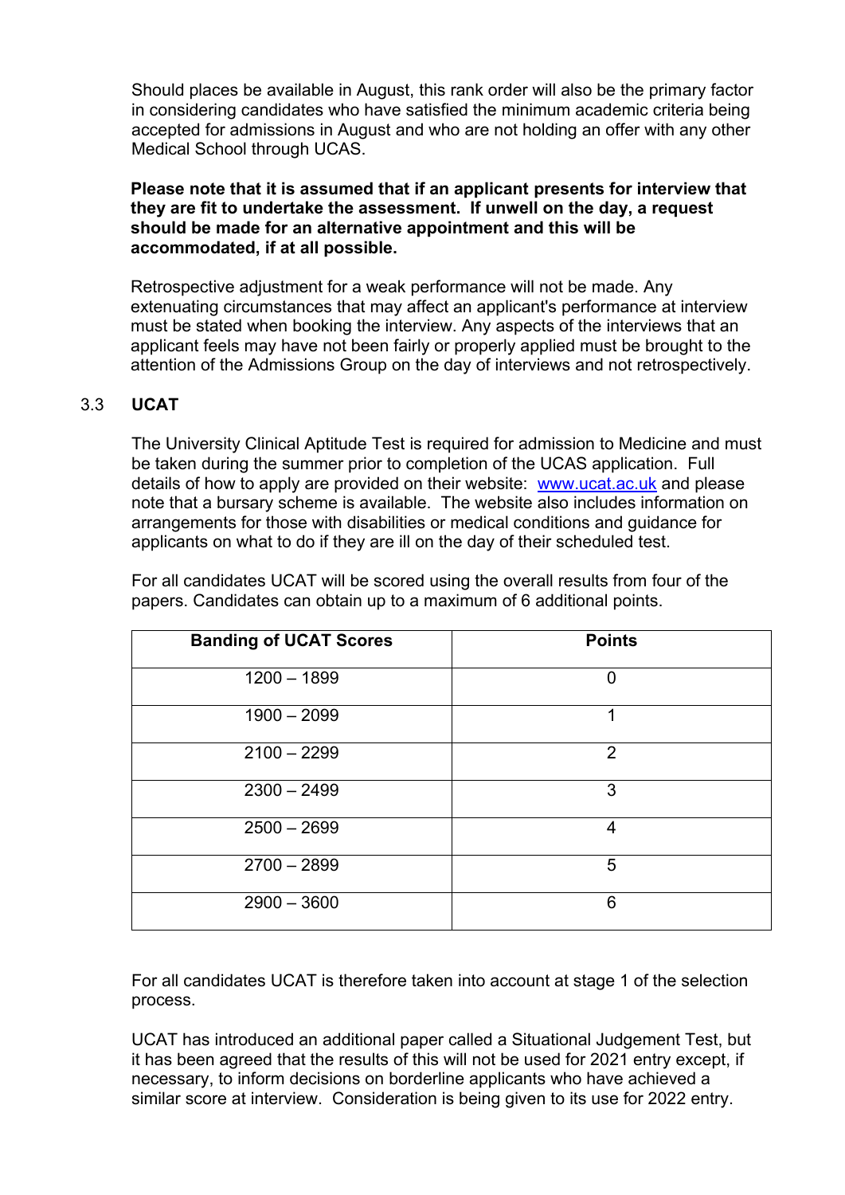Should places be available in August, this rank order will also be the primary factor in considering candidates who have satisfied the minimum academic criteria being accepted for admissions in August and who are not holding an offer with any other Medical School through UCAS.

**Please note that it is assumed that if an applicant presents for interview that they are fit to undertake the assessment. If unwell on the day, a request should be made for an alternative appointment and this will be accommodated, if at all possible.**

Retrospective adjustment for a weak performance will not be made. Any extenuating circumstances that may affect an applicant's performance at interview must be stated when booking the interview. Any aspects of the interviews that an applicant feels may have not been fairly or properly applied must be brought to the attention of the Admissions Group on the day of interviews and not retrospectively.

### 3.3 UCAT

The University Clinical Aptitude Test is required for admission to Medicine and must be taken during the summer prior to completion of the UCAS application. Full details of how to apply are provided on their website: www.ucat.ac.uk and please note that a bursary scheme is available. The website also includes information on arrangements for those with disabilities or medical conditions and guidance for applicants on what to do if they are ill on the day of their scheduled test.

For all candidates UCAT will be scored using the overall results from four of the papers. Candidates can obtain up to a maximum of 6 additional points.

| Banding of UCAT Scores | Points |
|---|---|
| 1200 – 1899 | 0 |
| 1900 – 2099 | 1 |
| 2100 – 2299 | 2 |
| 2300 – 2499 | 3 |
| 2500 – 2699 | 4 |
| 2700 – 2899 | 5 |
| 2900 – 3600 | 6 |

For all candidates UCAT is therefore taken into account at stage 1 of the selection process.

UCAT has introduced an additional paper called a Situational Judgement Test, but it has been agreed that the results of this will not be used for 2021 entry except, if necessary, to inform decisions on borderline applicants who have achieved a similar score at interview. Consideration is being given to its use for 2022 entry.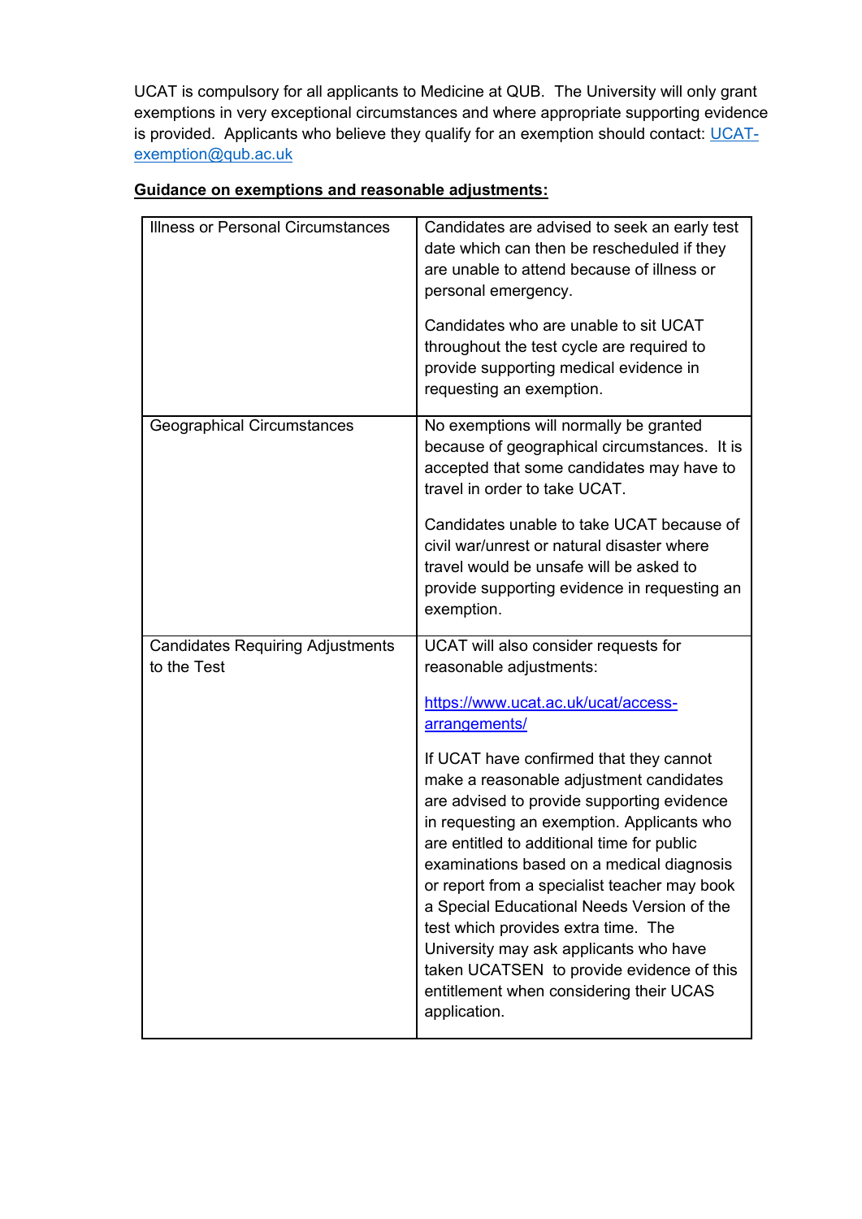UCAT is compulsory for all applicants to Medicine at QUB. The University will only grant exemptions in very exceptional circumstances and where appropriate supporting evidence is provided. Applicants who believe they qualify for an exemption should contact: [UCAT-exemption@qub.ac.uk](mailto:UCAT-exemption@qub.ac.uk)

**Guidance on exemptions and reasonable adjustments:**

| | |
|---|---|
| Illness or Personal Circumstances | Candidates are advised to seek an early test date which can then be rescheduled if they are unable to attend because of illness or personal emergency.<br><br>Candidates who are unable to sit UCAT throughout the test cycle are required to provide supporting medical evidence in requesting an exemption. |
| Geographical Circumstances | No exemptions will normally be granted because of geographical circumstances. It is accepted that some candidates may have to travel in order to take UCAT.<br><br>Candidates unable to take UCAT because of civil war/unrest or natural disaster where travel would be unsafe will be asked to provide supporting evidence in requesting an exemption. |
| Candidates Requiring Adjustments to the Test | UCAT will also consider requests for reasonable adjustments:<br><br>[https://www.ucat.ac.uk/ucat/access-arrangements/](https://www.ucat.ac.uk/ucat/access-arrangements/)<br><br>If UCAT have confirmed that they cannot make a reasonable adjustment candidates are advised to provide supporting evidence in requesting an exemption. Applicants who are entitled to additional time for public examinations based on a medical diagnosis or report from a specialist teacher may book a Special Educational Needs Version of the test which provides extra time. The University may ask applicants who have taken UCATSEN to provide evidence of this entitlement when considering their UCAS application. |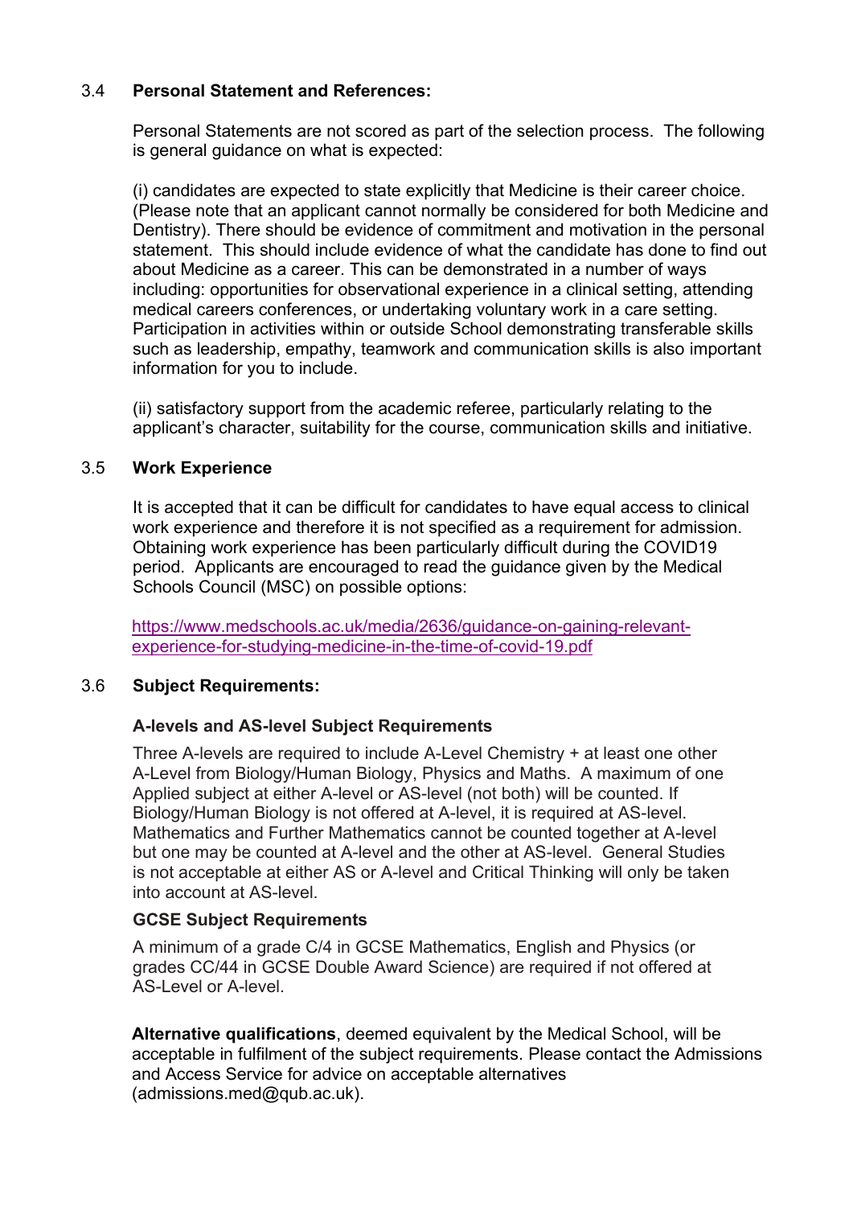### 3.4 Personal Statement and References:

Personal Statements are not scored as part of the selection process. The following is general guidance on what is expected:

(i) candidates are expected to state explicitly that Medicine is their career choice. (Please note that an applicant cannot normally be considered for both Medicine and Dentistry). There should be evidence of commitment and motivation in the personal statement. This should include evidence of what the candidate has done to find out about Medicine as a career. This can be demonstrated in a number of ways including: opportunities for observational experience in a clinical setting, attending medical careers conferences, or undertaking voluntary work in a care setting. Participation in activities within or outside School demonstrating transferable skills such as leadership, empathy, teamwork and communication skills is also important information for you to include.

(ii) satisfactory support from the academic referee, particularly relating to the applicant's character, suitability for the course, communication skills and initiative.

### 3.5 Work Experience

It is accepted that it can be difficult for candidates to have equal access to clinical work experience and therefore it is not specified as a requirement for admission. Obtaining work experience has been particularly difficult during the COVID19 period. Applicants are encouraged to read the guidance given by the Medical Schools Council (MSC) on possible options:

https://www.medschools.ac.uk/media/2636/guidance-on-gaining-relevant-experience-for-studying-medicine-in-the-time-of-covid-19.pdf

### 3.6 Subject Requirements:

**A-levels and AS-level Subject Requirements**

Three A-levels are required to include A-Level Chemistry + at least one other A-Level from Biology/Human Biology, Physics and Maths. A maximum of one Applied subject at either A-level or AS-level (not both) will be counted. If Biology/Human Biology is not offered at A-level, it is required at AS-level. Mathematics and Further Mathematics cannot be counted together at A-level but one may be counted at A-level and the other at AS-level. General Studies is not acceptable at either AS or A-level and Critical Thinking will only be taken into account at AS-level.

**GCSE Subject Requirements**

A minimum of a grade C/4 in GCSE Mathematics, English and Physics (or grades CC/44 in GCSE Double Award Science) are required if not offered at AS-Level or A-level.

**Alternative qualifications**, deemed equivalent by the Medical School, will be acceptable in fulfilment of the subject requirements. Please contact the Admissions and Access Service for advice on acceptable alternatives (admissions.med@qub.ac.uk).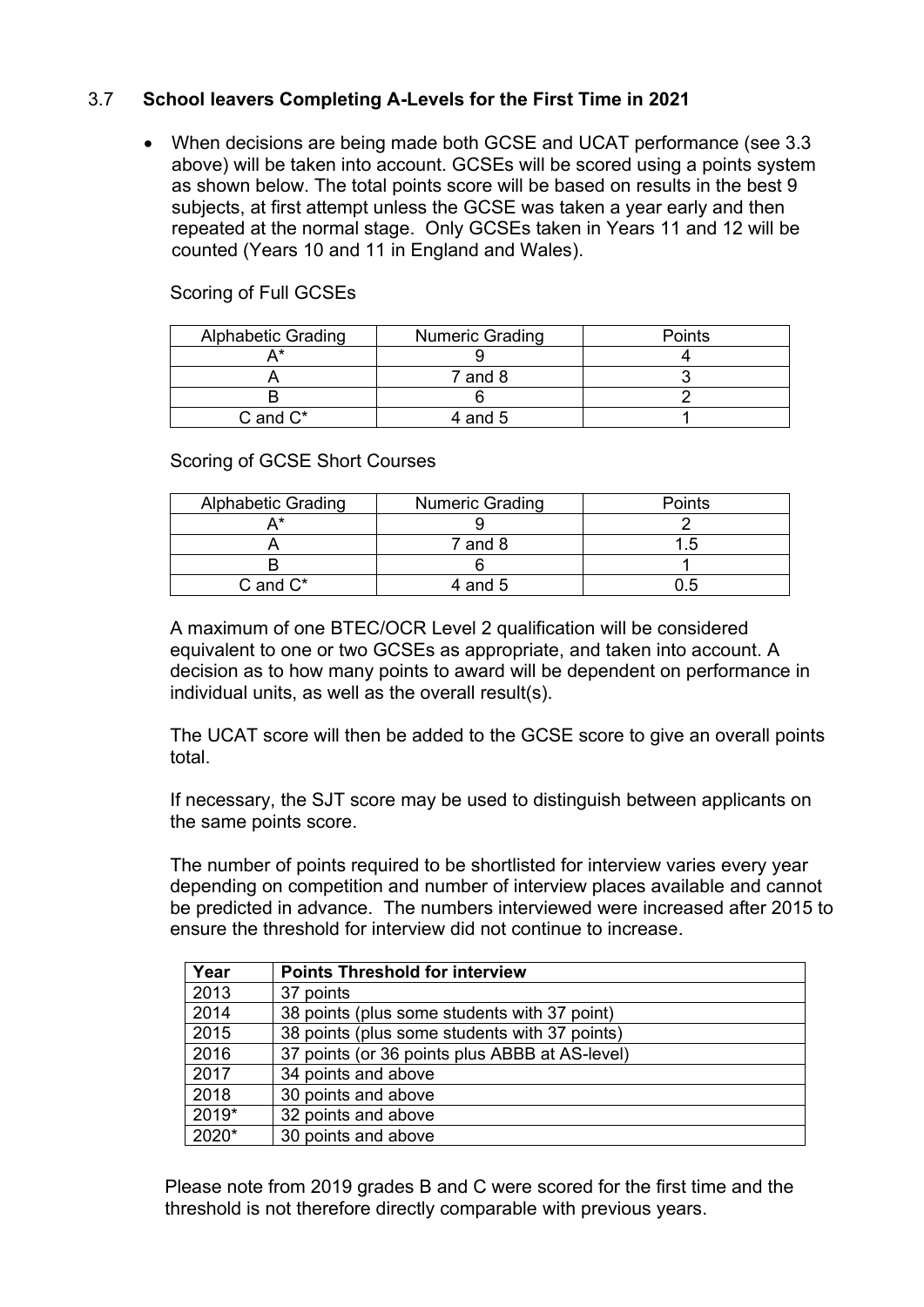### 3.7 **School leavers Completing A-Levels for the First Time in 2021**

- When decisions are being made both GCSE and UCAT performance (see 3.3 above) will be taken into account. GCSEs will be scored using a points system as shown below. The total points score will be based on results in the best 9 subjects, at first attempt unless the GCSE was taken a year early and then repeated at the normal stage. Only GCSEs taken in Years 11 and 12 will be counted (Years 10 and 11 in England and Wales).

Scoring of Full GCSEs

| Alphabetic Grading | Numeric Grading | Points |
|---|---|---|
| A* | 9 | 4 |
| A | 7 and 8 | 3 |
| B | 6 | 2 |
| C and C* | 4 and 5 | 1 |

Scoring of GCSE Short Courses

| Alphabetic Grading | Numeric Grading | Points |
|---|---|---|
| A* | 9 | 2 |
| A | 7 and 8 | 1.5 |
| B | 6 | 1 |
| C and C* | 4 and 5 | 0.5 |

A maximum of one BTEC/OCR Level 2 qualification will be considered equivalent to one or two GCSEs as appropriate, and taken into account. A decision as to how many points to award will be dependent on performance in individual units, as well as the overall result(s).

The UCAT score will then be added to the GCSE score to give an overall points total.

If necessary, the SJT score may be used to distinguish between applicants on the same points score.

The number of points required to be shortlisted for interview varies every year depending on competition and number of interview places available and cannot be predicted in advance. The numbers interviewed were increased after 2015 to ensure the threshold for interview did not continue to increase.

| Year | Points Threshold for interview |
|---|---|
| 2013 | 37 points |
| 2014 | 38 points (plus some students with 37 point) |
| 2015 | 38 points (plus some students with 37 points) |
| 2016 | 37 points (or 36 points plus ABBB at AS-level) |
| 2017 | 34 points and above |
| 2018 | 30 points and above |
| 2019* | 32 points and above |
| 2020* | 30 points and above |

Please note from 2019 grades B and C were scored for the first time and the threshold is not therefore directly comparable with previous years.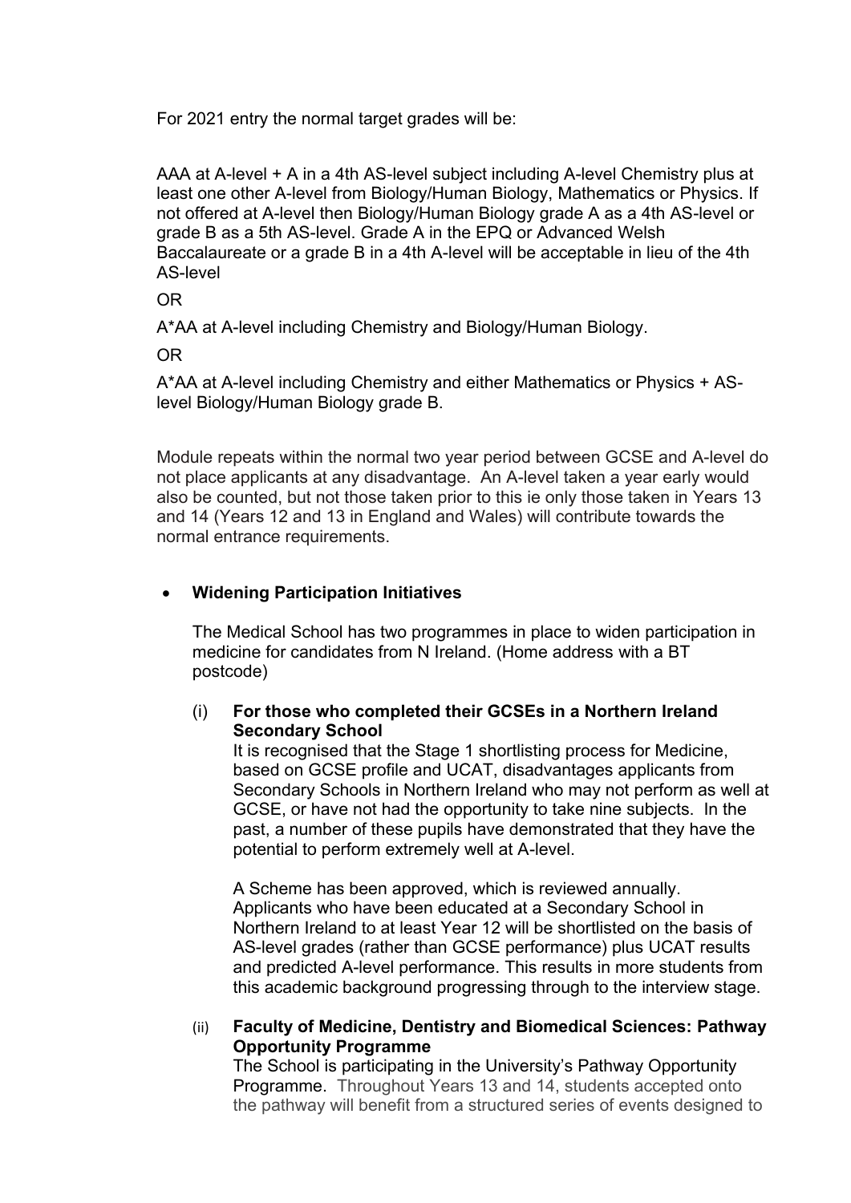For 2021 entry the normal target grades will be:

AAA at A-level + A in a 4th AS-level subject including A-level Chemistry plus at least one other A-level from Biology/Human Biology, Mathematics or Physics. If not offered at A-level then Biology/Human Biology grade A as a 4th AS-level or grade B as a 5th AS-level. Grade A in the EPQ or Advanced Welsh Baccalaureate or a grade B in a 4th A-level will be acceptable in lieu of the 4th AS-level

OR

A*AA at A-level including Chemistry and Biology/Human Biology.

OR

A*AA at A-level including Chemistry and either Mathematics or Physics + AS-level Biology/Human Biology grade B.

Module repeats within the normal two year period between GCSE and A-level do not place applicants at any disadvantage. An A-level taken a year early would also be counted, but not those taken prior to this ie only those taken in Years 13 and 14 (Years 12 and 13 in England and Wales) will contribute towards the normal entrance requirements.

- **Widening Participation Initiatives**

  The Medical School has two programmes in place to widen participation in medicine for candidates from N Ireland. (Home address with a BT postcode)

  (i) **For those who completed their GCSEs in a Northern Ireland Secondary School**

  It is recognised that the Stage 1 shortlisting process for Medicine, based on GCSE profile and UCAT, disadvantages applicants from Secondary Schools in Northern Ireland who may not perform as well at GCSE, or have not had the opportunity to take nine subjects. In the past, a number of these pupils have demonstrated that they have the potential to perform extremely well at A-level.

  A Scheme has been approved, which is reviewed annually. Applicants who have been educated at a Secondary School in Northern Ireland to at least Year 12 will be shortlisted on the basis of AS-level grades (rather than GCSE performance) plus UCAT results and predicted A-level performance. This results in more students from this academic background progressing through to the interview stage.

  (ii) **Faculty of Medicine, Dentistry and Biomedical Sciences: Pathway Opportunity Programme**

  The School is participating in the University's Pathway Opportunity Programme. Throughout Years 13 and 14, students accepted onto the pathway will benefit from a structured series of events designed to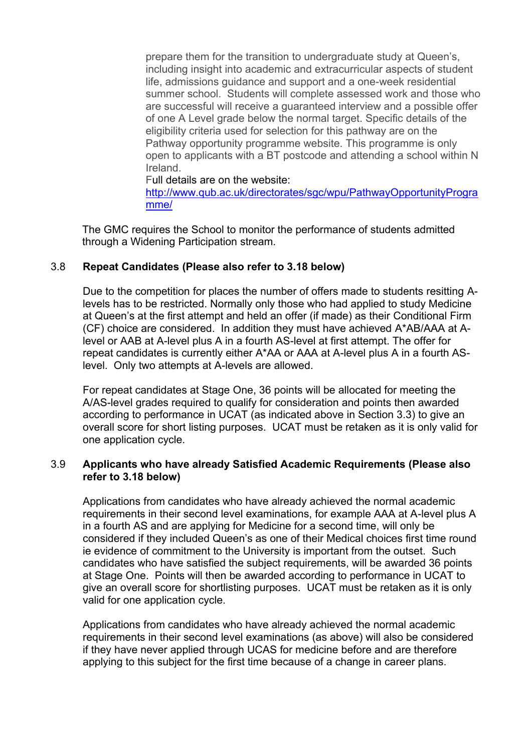prepare them for the transition to undergraduate study at Queen's, including insight into academic and extracurricular aspects of student life, admissions guidance and support and a one-week residential summer school. Students will complete assessed work and those who are successful will receive a guaranteed interview and a possible offer of one A Level grade below the normal target. Specific details of the eligibility criteria used for selection for this pathway are on the Pathway opportunity programme website. This programme is only open to applicants with a BT postcode and attending a school within N Ireland.

Full details are on the website: [http://www.qub.ac.uk/directorates/sgc/wpu/PathwayOpportunityProgramme/](http://www.qub.ac.uk/directorates/sgc/wpu/PathwayOpportunityProgramme/)

The GMC requires the School to monitor the performance of students admitted through a Widening Participation stream.

### 3.8 Repeat Candidates (Please also refer to 3.18 below)

Due to the competition for places the number of offers made to students resitting A-levels has to be restricted. Normally only those who had applied to study Medicine at Queen's at the first attempt and held an offer (if made) as their Conditional Firm (CF) choice are considered. In addition they must have achieved A*AB/AAA at A-level or AAB at A-level plus A in a fourth AS-level at first attempt. The offer for repeat candidates is currently either A*AA or AAA at A-level plus A in a fourth AS-level. Only two attempts at A-levels are allowed.

For repeat candidates at Stage One, 36 points will be allocated for meeting the A/AS-level grades required to qualify for consideration and points then awarded according to performance in UCAT (as indicated above in Section 3.3) to give an overall score for short listing purposes. UCAT must be retaken as it is only valid for one application cycle.

### 3.9 Applicants who have already Satisfied Academic Requirements (Please also refer to 3.18 below)

Applications from candidates who have already achieved the normal academic requirements in their second level examinations, for example AAA at A-level plus A in a fourth AS and are applying for Medicine for a second time, will only be considered if they included Queen's as one of their Medical choices first time round ie evidence of commitment to the University is important from the outset. Such candidates who have satisfied the subject requirements, will be awarded 36 points at Stage One. Points will then be awarded according to performance in UCAT to give an overall score for shortlisting purposes. UCAT must be retaken as it is only valid for one application cycle.

Applications from candidates who have already achieved the normal academic requirements in their second level examinations (as above) will also be considered if they have never applied through UCAS for medicine before and are therefore applying to this subject for the first time because of a change in career plans.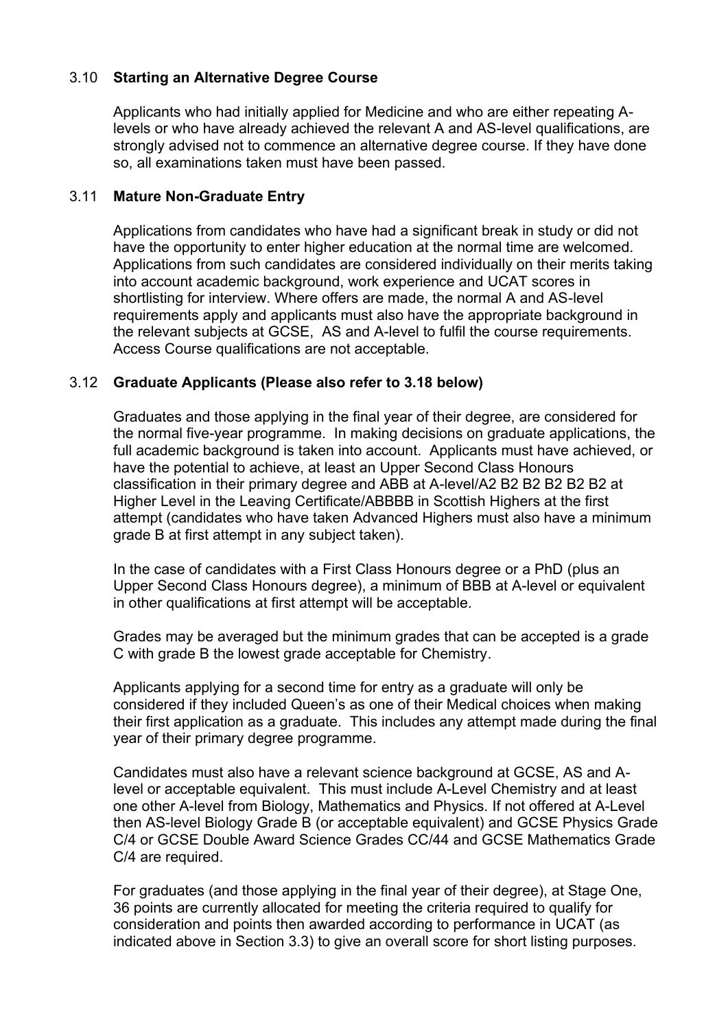### 3.10 **Starting an Alternative Degree Course**

Applicants who had initially applied for Medicine and who are either repeating A-levels or who have already achieved the relevant A and AS-level qualifications, are strongly advised not to commence an alternative degree course. If they have done so, all examinations taken must have been passed.

### 3.11 **Mature Non-Graduate Entry**

Applications from candidates who have had a significant break in study or did not have the opportunity to enter higher education at the normal time are welcomed. Applications from such candidates are considered individually on their merits taking into account academic background, work experience and UCAT scores in shortlisting for interview. Where offers are made, the normal A and AS-level requirements apply and applicants must also have the appropriate background in the relevant subjects at GCSE, AS and A-level to fulfil the course requirements. Access Course qualifications are not acceptable.

### 3.12 **Graduate Applicants (Please also refer to 3.18 below)**

Graduates and those applying in the final year of their degree, are considered for the normal five-year programme. In making decisions on graduate applications, the full academic background is taken into account. Applicants must have achieved, or have the potential to achieve, at least an Upper Second Class Honours classification in their primary degree and ABB at A-level/A2 B2 B2 B2 B2 B2 at Higher Level in the Leaving Certificate/ABBBB in Scottish Highers at the first attempt (candidates who have taken Advanced Highers must also have a minimum grade B at first attempt in any subject taken).

In the case of candidates with a First Class Honours degree or a PhD (plus an Upper Second Class Honours degree), a minimum of BBB at A-level or equivalent in other qualifications at first attempt will be acceptable.

Grades may be averaged but the minimum grades that can be accepted is a grade C with grade B the lowest grade acceptable for Chemistry.

Applicants applying for a second time for entry as a graduate will only be considered if they included Queen's as one of their Medical choices when making their first application as a graduate. This includes any attempt made during the final year of their primary degree programme.

Candidates must also have a relevant science background at GCSE, AS and A-level or acceptable equivalent. This must include A-Level Chemistry and at least one other A-level from Biology, Mathematics and Physics. If not offered at A-Level then AS-level Biology Grade B (or acceptable equivalent) and GCSE Physics Grade C/4 or GCSE Double Award Science Grades CC/44 and GCSE Mathematics Grade C/4 are required.

For graduates (and those applying in the final year of their degree), at Stage One, 36 points are currently allocated for meeting the criteria required to qualify for consideration and points then awarded according to performance in UCAT (as indicated above in Section 3.3) to give an overall score for short listing purposes.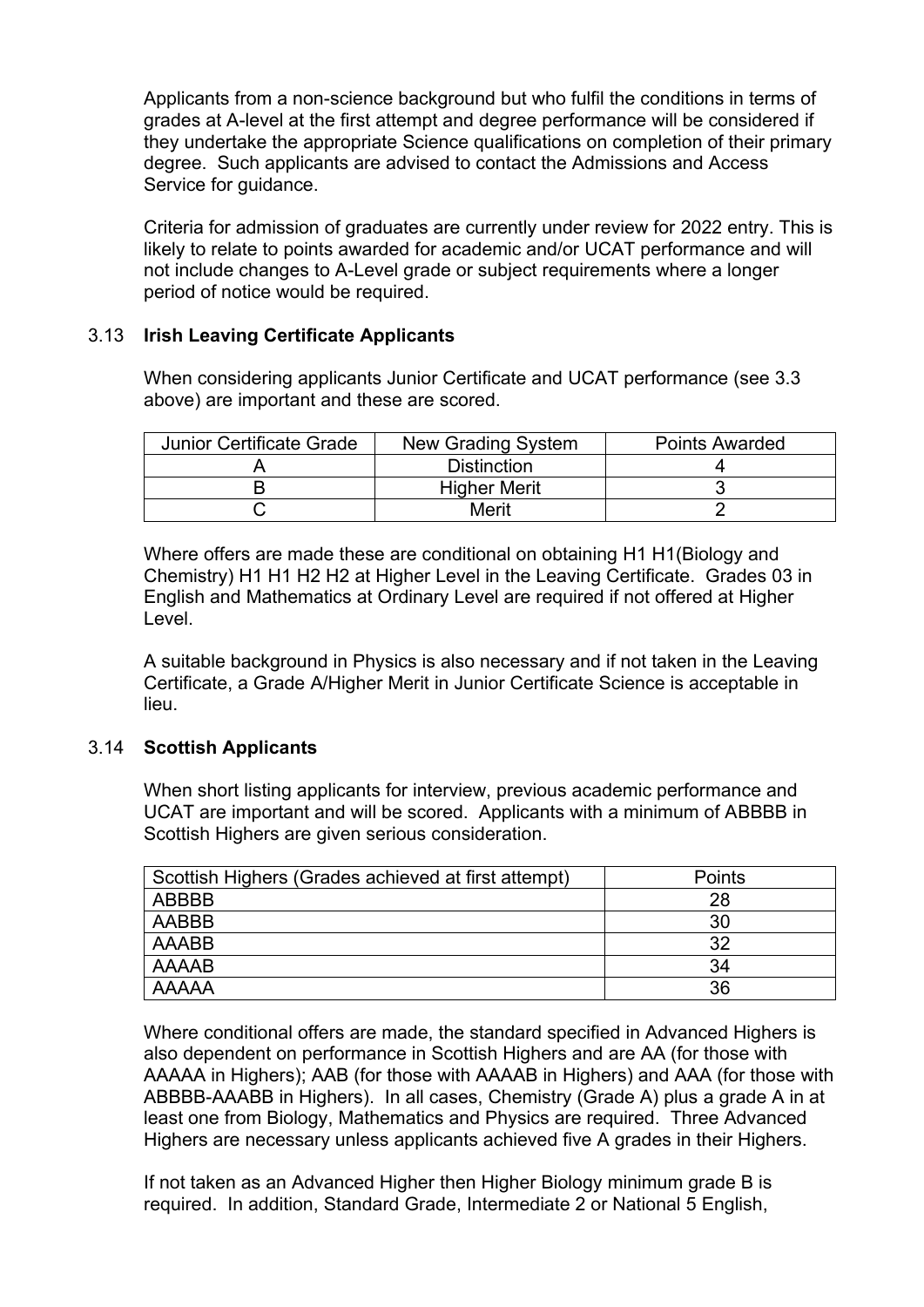Applicants from a non-science background but who fulfil the conditions in terms of grades at A-level at the first attempt and degree performance will be considered if they undertake the appropriate Science qualifications on completion of their primary degree. Such applicants are advised to contact the Admissions and Access Service for guidance.

Criteria for admission of graduates are currently under review for 2022 entry. This is likely to relate to points awarded for academic and/or UCAT performance and will not include changes to A-Level grade or subject requirements where a longer period of notice would be required.

### 3.13 **Irish Leaving Certificate Applicants**

When considering applicants Junior Certificate and UCAT performance (see 3.3 above) are important and these are scored.

| Junior Certificate Grade | New Grading System | Points Awarded |
|---|---|---|
| A | Distinction | 4 |
| B | Higher Merit | 3 |
| C | Merit | 2 |

Where offers are made these are conditional on obtaining H1 H1(Biology and Chemistry) H1 H1 H2 H2 at Higher Level in the Leaving Certificate. Grades 03 in English and Mathematics at Ordinary Level are required if not offered at Higher Level.

A suitable background in Physics is also necessary and if not taken in the Leaving Certificate, a Grade A/Higher Merit in Junior Certificate Science is acceptable in lieu.

### 3.14 **Scottish Applicants**

When short listing applicants for interview, previous academic performance and UCAT are important and will be scored. Applicants with a minimum of ABBBB in Scottish Highers are given serious consideration.

| Scottish Highers (Grades achieved at first attempt) | Points |
|---|---|
| ABBBB | 28 |
| AABBB | 30 |
| AAABB | 32 |
| AAAAB | 34 |
| AAAAA | 36 |

Where conditional offers are made, the standard specified in Advanced Highers is also dependent on performance in Scottish Highers and are AA (for those with AAAAA in Highers); AAB (for those with AAAAB in Highers) and AAA (for those with ABBBB-AAABB in Highers). In all cases, Chemistry (Grade A) plus a grade A in at least one from Biology, Mathematics and Physics are required. Three Advanced Highers are necessary unless applicants achieved five A grades in their Highers.

If not taken as an Advanced Higher then Higher Biology minimum grade B is required. In addition, Standard Grade, Intermediate 2 or National 5 English,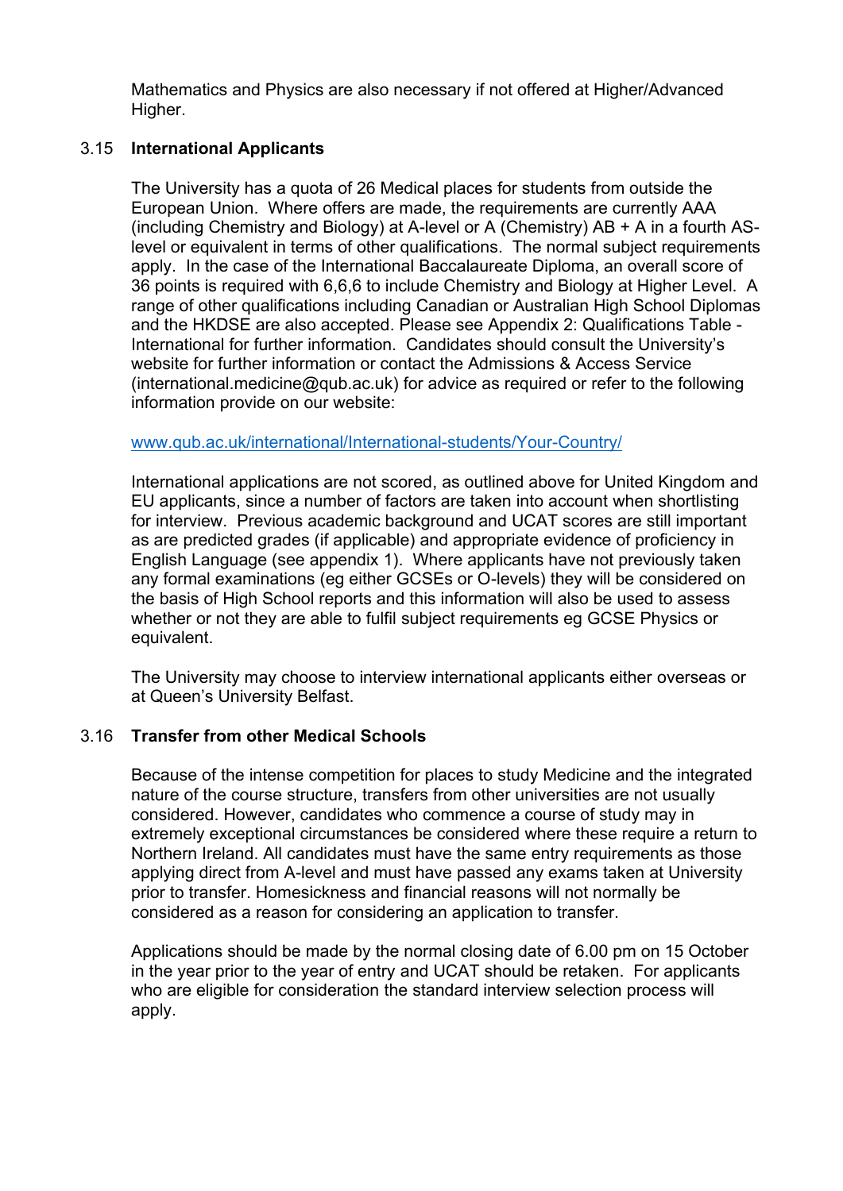Mathematics and Physics are also necessary if not offered at Higher/Advanced Higher.

### 3.15 International Applicants

The University has a quota of 26 Medical places for students from outside the European Union. Where offers are made, the requirements are currently AAA (including Chemistry and Biology) at A-level or A (Chemistry) AB + A in a fourth AS-level or equivalent in terms of other qualifications. The normal subject requirements apply. In the case of the International Baccalaureate Diploma, an overall score of 36 points is required with 6,6,6 to include Chemistry and Biology at Higher Level. A range of other qualifications including Canadian or Australian High School Diplomas and the HKDSE are also accepted. Please see Appendix 2: Qualifications Table - International for further information. Candidates should consult the University's website for further information or contact the Admissions & Access Service (international.medicine@qub.ac.uk) for advice as required or refer to the following information provide on our website:

[www.qub.ac.uk/international/International-students/Your-Country/](www.qub.ac.uk/international/International-students/Your-Country/)

International applications are not scored, as outlined above for United Kingdom and EU applicants, since a number of factors are taken into account when shortlisting for interview. Previous academic background and UCAT scores are still important as are predicted grades (if applicable) and appropriate evidence of proficiency in English Language (see appendix 1). Where applicants have not previously taken any formal examinations (eg either GCSEs or O-levels) they will be considered on the basis of High School reports and this information will also be used to assess whether or not they are able to fulfil subject requirements eg GCSE Physics or equivalent.

The University may choose to interview international applicants either overseas or at Queen's University Belfast.

### 3.16 Transfer from other Medical Schools

Because of the intense competition for places to study Medicine and the integrated nature of the course structure, transfers from other universities are not usually considered. However, candidates who commence a course of study may in extremely exceptional circumstances be considered where these require a return to Northern Ireland. All candidates must have the same entry requirements as those applying direct from A-level and must have passed any exams taken at University prior to transfer. Homesickness and financial reasons will not normally be considered as a reason for considering an application to transfer.

Applications should be made by the normal closing date of 6.00 pm on 15 October in the year prior to the year of entry and UCAT should be retaken. For applicants who are eligible for consideration the standard interview selection process will apply.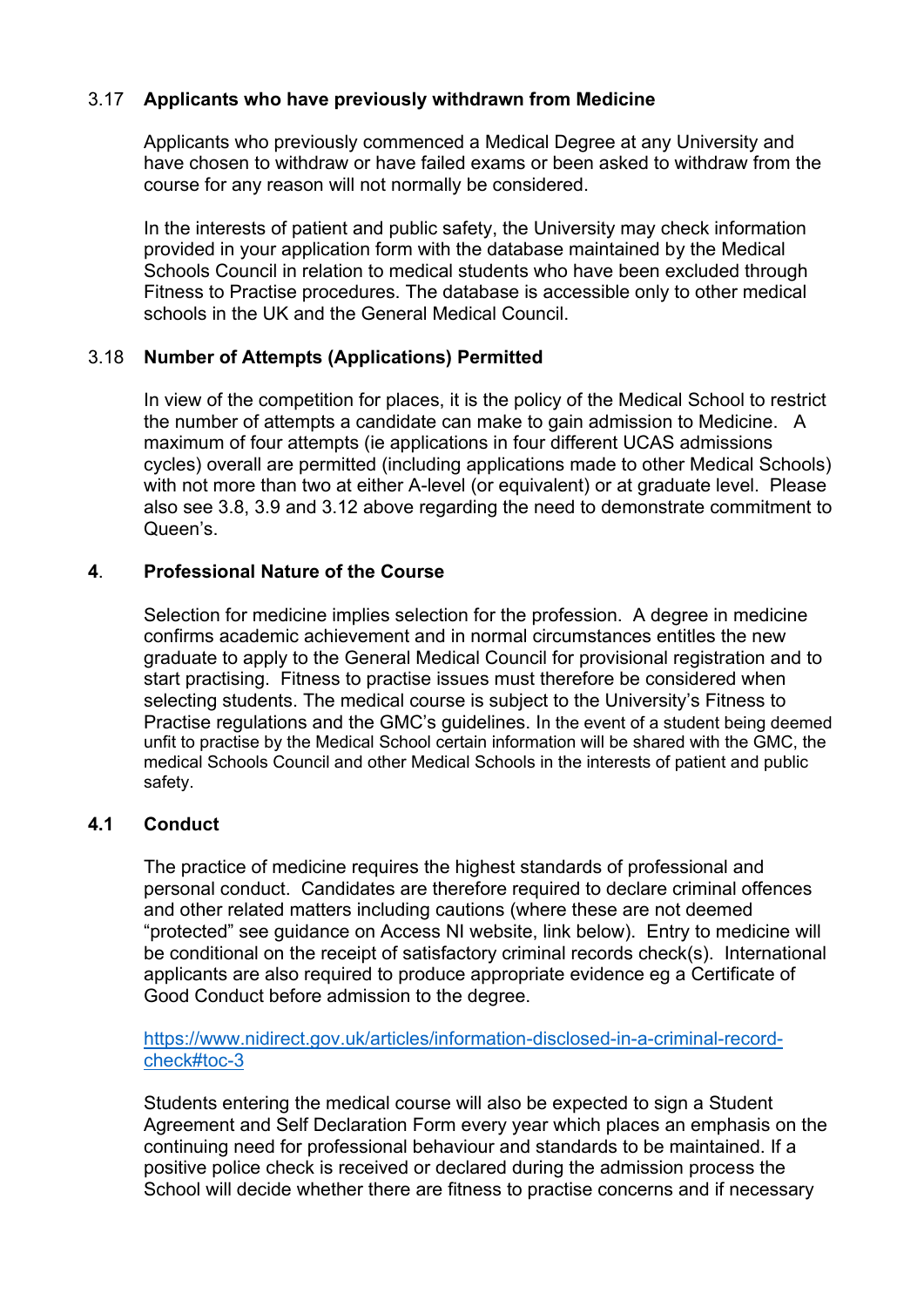### 3.17 **Applicants who have previously withdrawn from Medicine**

Applicants who previously commenced a Medical Degree at any University and have chosen to withdraw or have failed exams or been asked to withdraw from the course for any reason will not normally be considered.

In the interests of patient and public safety, the University may check information provided in your application form with the database maintained by the Medical Schools Council in relation to medical students who have been excluded through Fitness to Practise procedures. The database is accessible only to other medical schools in the UK and the General Medical Council.

### 3.18 **Number of Attempts (Applications) Permitted**

In view of the competition for places, it is the policy of the Medical School to restrict the number of attempts a candidate can make to gain admission to Medicine. A maximum of four attempts (ie applications in four different UCAS admissions cycles) overall are permitted (including applications made to other Medical Schools) with not more than two at either A-level (or equivalent) or at graduate level. Please also see 3.8, 3.9 and 3.12 above regarding the need to demonstrate commitment to Queen's.

## **4**. **Professional Nature of the Course**

Selection for medicine implies selection for the profession. A degree in medicine confirms academic achievement and in normal circumstances entitles the new graduate to apply to the General Medical Council for provisional registration and to start practising. Fitness to practise issues must therefore be considered when selecting students. The medical course is subject to the University's Fitness to Practise regulations and the GMC's guidelines. In the event of a student being deemed unfit to practise by the Medical School certain information will be shared with the GMC, the medical Schools Council and other Medical Schools in the interests of patient and public safety.

### **4.1 Conduct**

The practice of medicine requires the highest standards of professional and personal conduct. Candidates are therefore required to declare criminal offences and other related matters including cautions (where these are not deemed "protected" see guidance on Access NI website, link below). Entry to medicine will be conditional on the receipt of satisfactory criminal records check(s). International applicants are also required to produce appropriate evidence eg a Certificate of Good Conduct before admission to the degree.

https://www.nidirect.gov.uk/articles/information-disclosed-in-a-criminal-record-check#toc-3

Students entering the medical course will also be expected to sign a Student Agreement and Self Declaration Form every year which places an emphasis on the continuing need for professional behaviour and standards to be maintained. If a positive police check is received or declared during the admission process the School will decide whether there are fitness to practise concerns and if necessary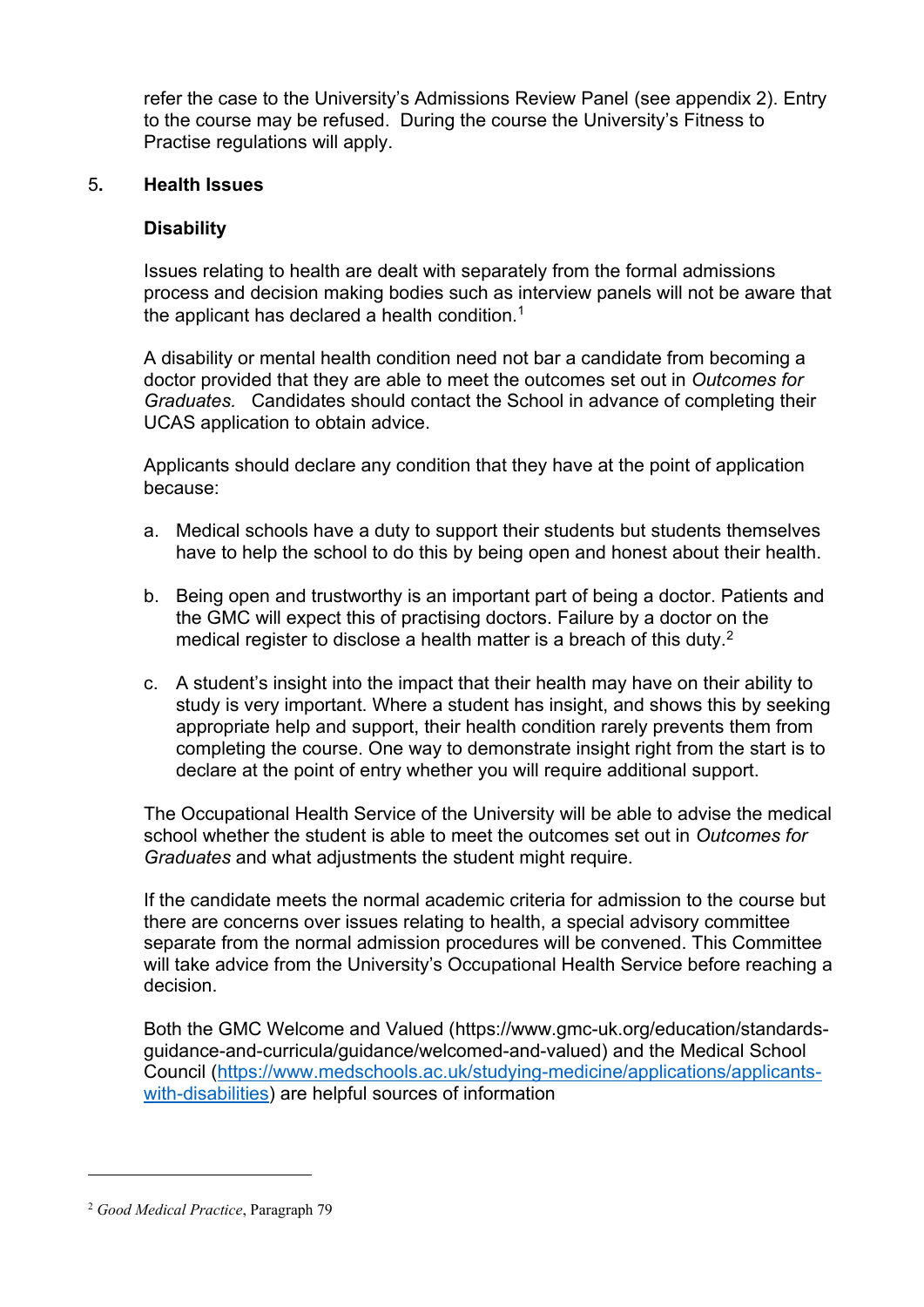refer the case to the University's Admissions Review Panel (see appendix 2). Entry to the course may be refused. During the course the University's Fitness to Practise regulations will apply.

## 5. Health Issues

### Disability

Issues relating to health are dealt with separately from the formal admissions process and decision making bodies such as interview panels will not be aware that the applicant has declared a health condition.[1]

A disability or mental health condition need not bar a candidate from becoming a doctor provided that they are able to meet the outcomes set out in *Outcomes for Graduates.* Candidates should contact the School in advance of completing their UCAS application to obtain advice.

Applicants should declare any condition that they have at the point of application because:

a. Medical schools have a duty to support their students but students themselves have to help the school to do this by being open and honest about their health.

b. Being open and trustworthy is an important part of being a doctor. Patients and the GMC will expect this of practising doctors. Failure by a doctor on the medical register to disclose a health matter is a breach of this duty.[2]

c. A student's insight into the impact that their health may have on their ability to study is very important. Where a student has insight, and shows this by seeking appropriate help and support, their health condition rarely prevents them from completing the course. One way to demonstrate insight right from the start is to declare at the point of entry whether you will require additional support.

The Occupational Health Service of the University will be able to advise the medical school whether the student is able to meet the outcomes set out in *Outcomes for Graduates* and what adjustments the student might require.

If the candidate meets the normal academic criteria for admission to the course but there are concerns over issues relating to health, a special advisory committee separate from the normal admission procedures will be convened. This Committee will take advice from the University's Occupational Health Service before reaching a decision.

Both the GMC Welcome and Valued (https://www.gmc-uk.org/education/standards-guidance-and-curricula/guidance/welcomed-and-valued) and the Medical School Council ([https://www.medschools.ac.uk/studying-medicine/applications/applicants-with-disabilities](https://www.medschools.ac.uk/studying-medicine/applications/applicants-with-disabilities)) are helpful sources of information

---

[2] *Good Medical Practice*, Paragraph 79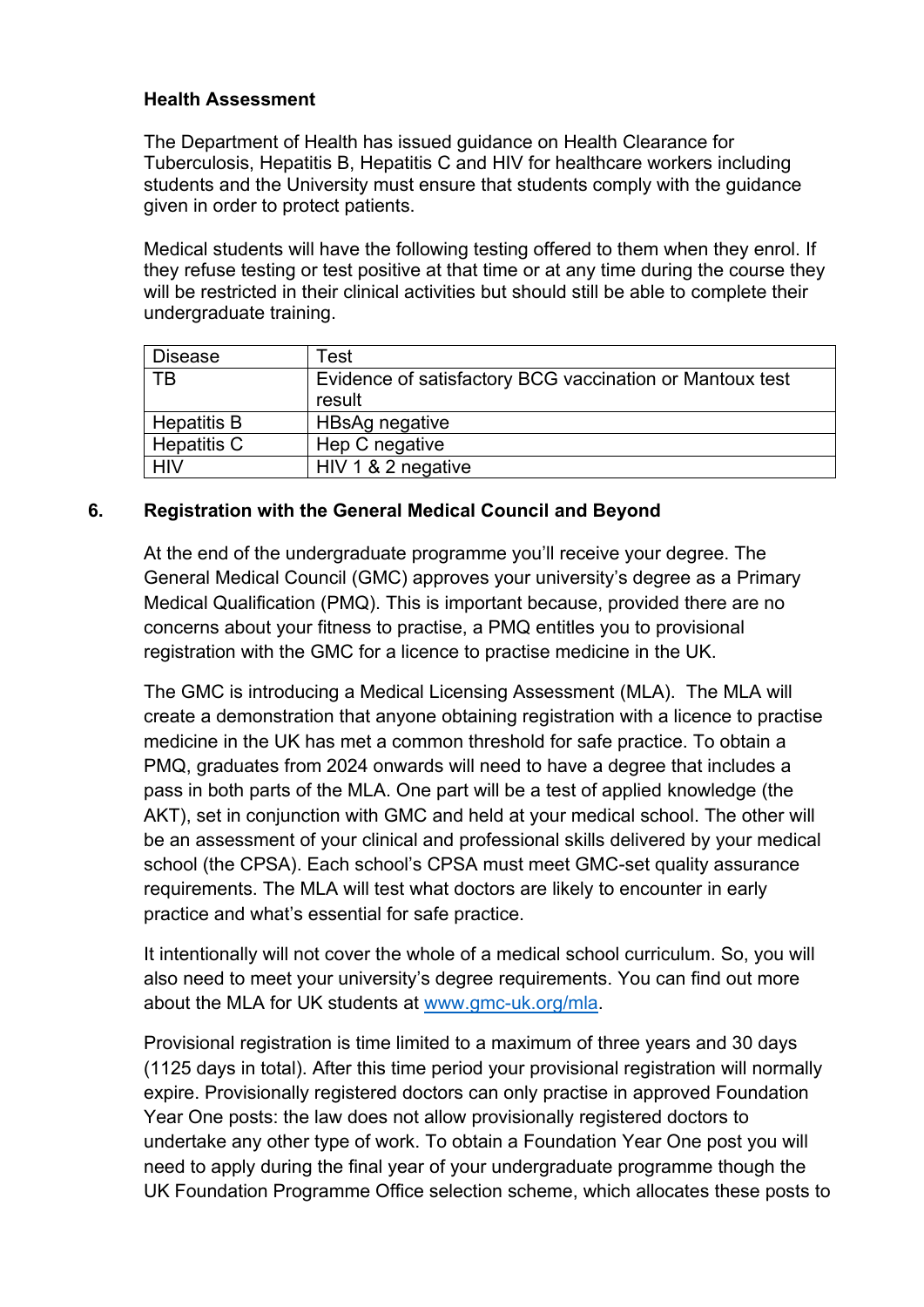**Health Assessment**

The Department of Health has issued guidance on Health Clearance for Tuberculosis, Hepatitis B, Hepatitis C and HIV for healthcare workers including students and the University must ensure that students comply with the guidance given in order to protect patients.

Medical students will have the following testing offered to them when they enrol. If they refuse testing or test positive at that time or at any time during the course they will be restricted in their clinical activities but should still be able to complete their undergraduate training.

| Disease | Test |
|---|---|
| TB | Evidence of satisfactory BCG vaccination or Mantoux test result |
| Hepatitis B | HBsAg negative |
| Hepatitis C | Hep C negative |
| HIV | HIV 1 & 2 negative |

## 6. Registration with the General Medical Council and Beyond

At the end of the undergraduate programme you'll receive your degree. The General Medical Council (GMC) approves your university's degree as a Primary Medical Qualification (PMQ). This is important because, provided there are no concerns about your fitness to practise, a PMQ entitles you to provisional registration with the GMC for a licence to practise medicine in the UK.

The GMC is introducing a Medical Licensing Assessment (MLA). The MLA will create a demonstration that anyone obtaining registration with a licence to practise medicine in the UK has met a common threshold for safe practice. To obtain a PMQ, graduates from 2024 onwards will need to have a degree that includes a pass in both parts of the MLA. One part will be a test of applied knowledge (the AKT), set in conjunction with GMC and held at your medical school. The other will be an assessment of your clinical and professional skills delivered by your medical school (the CPSA). Each school's CPSA must meet GMC-set quality assurance requirements. The MLA will test what doctors are likely to encounter in early practice and what's essential for safe practice.

It intentionally will not cover the whole of a medical school curriculum. So, you will also need to meet your university's degree requirements. You can find out more about the MLA for UK students at www.gmc-uk.org/mla.

Provisional registration is time limited to a maximum of three years and 30 days (1125 days in total). After this time period your provisional registration will normally expire. Provisionally registered doctors can only practise in approved Foundation Year One posts: the law does not allow provisionally registered doctors to undertake any other type of work. To obtain a Foundation Year One post you will need to apply during the final year of your undergraduate programme though the UK Foundation Programme Office selection scheme, which allocates these posts to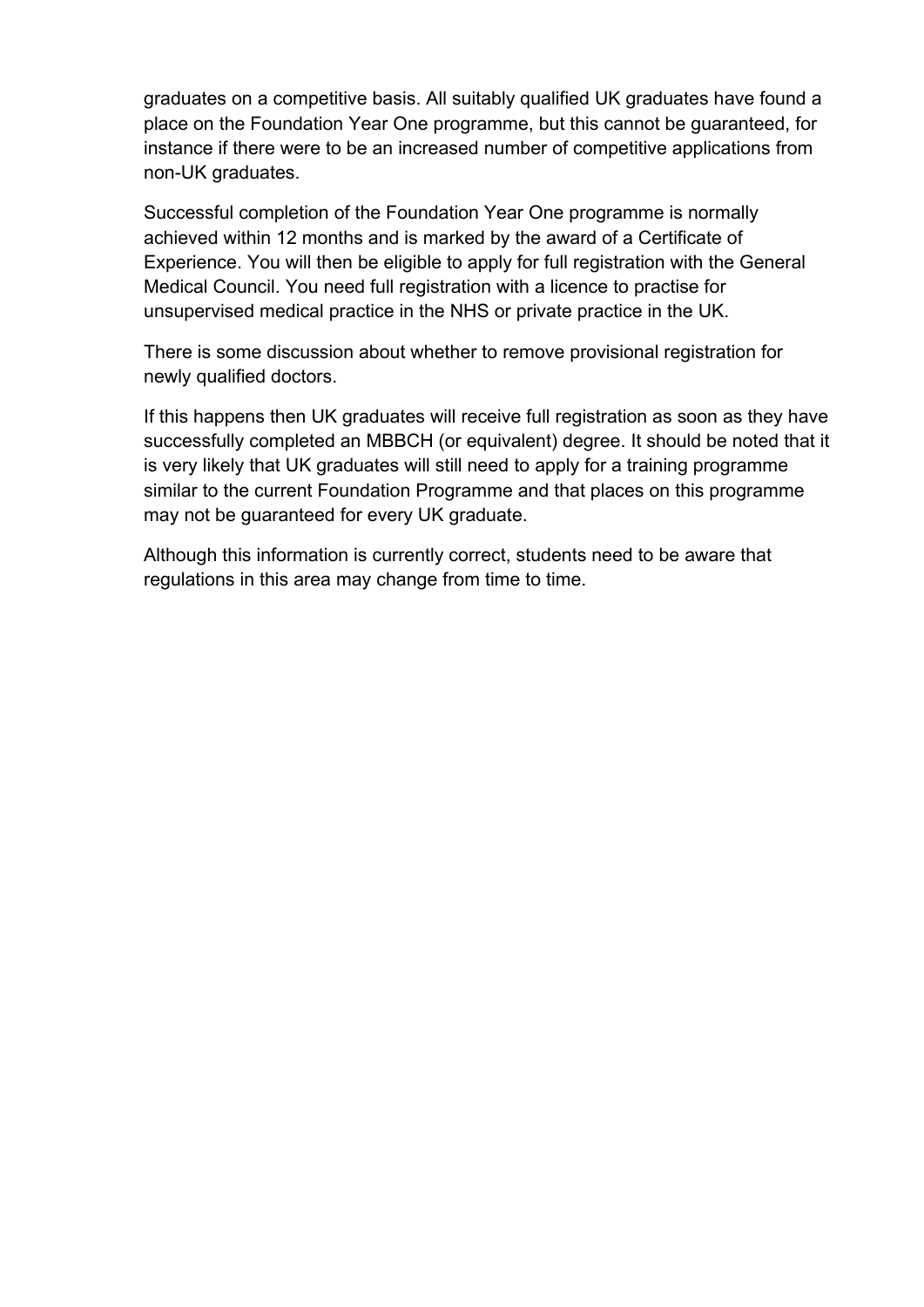graduates on a competitive basis. All suitably qualified UK graduates have found a place on the Foundation Year One programme, but this cannot be guaranteed, for instance if there were to be an increased number of competitive applications from non-UK graduates.

Successful completion of the Foundation Year One programme is normally achieved within 12 months and is marked by the award of a Certificate of Experience. You will then be eligible to apply for full registration with the General Medical Council. You need full registration with a licence to practise for unsupervised medical practice in the NHS or private practice in the UK.

There is some discussion about whether to remove provisional registration for newly qualified doctors.

If this happens then UK graduates will receive full registration as soon as they have successfully completed an MBBCH (or equivalent) degree. It should be noted that it is very likely that UK graduates will still need to apply for a training programme similar to the current Foundation Programme and that places on this programme may not be guaranteed for every UK graduate.

Although this information is currently correct, students need to be aware that regulations in this area may change from time to time.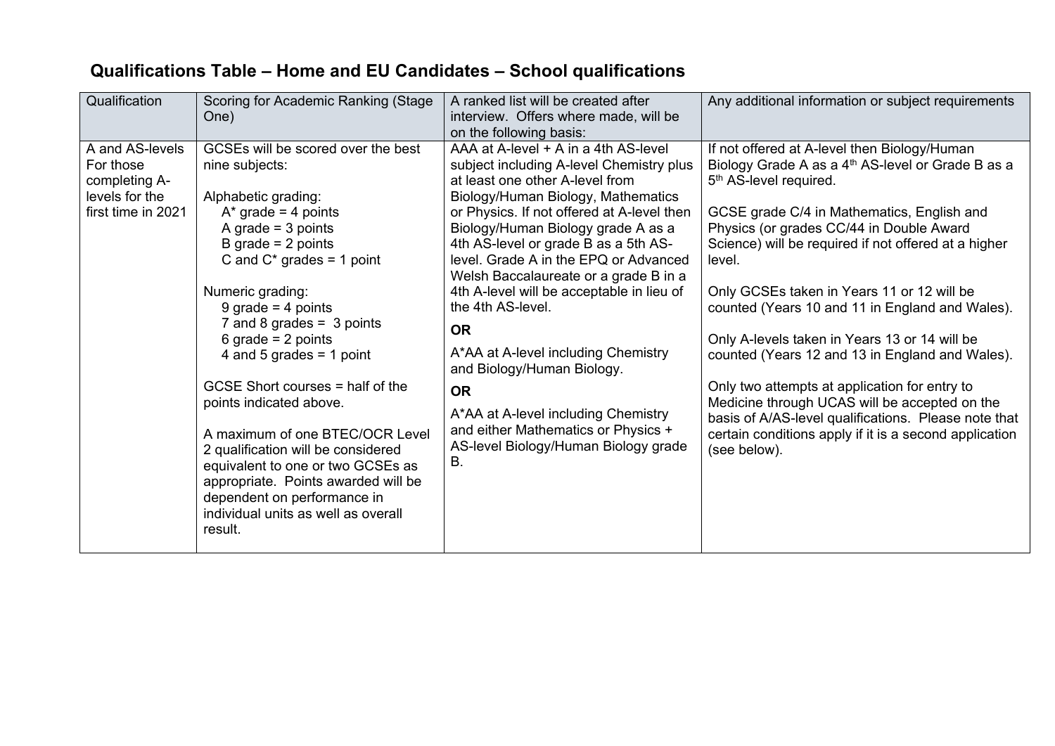## Qualifications Table – Home and EU Candidates – School qualifications

| Qualification | Scoring for Academic Ranking (Stage One) | A ranked list will be created after interview. Offers where made, will be on the following basis: | Any additional information or subject requirements |
|---|---|---|---|
| A and AS-levels For those completing A-levels for the first time in 2021 | GCSEs will be scored over the best nine subjects:<br><br>Alphabetic grading:<br>A* grade = 4 points<br>A grade = 3 points<br>B grade = 2 points<br>C and C* grades = 1 point<br><br>Numeric grading:<br>9 grade = 4 points<br>7 and 8 grades = 3 points<br>6 grade = 2 points<br>4 and 5 grades = 1 point<br><br>GCSE Short courses = half of the points indicated above.<br><br>A maximum of one BTEC/OCR Level 2 qualification will be considered equivalent to one or two GCSEs as appropriate. Points awarded will be dependent on performance in individual units as well as overall result. | AAA at A-level + A in a 4th AS-level subject including A-level Chemistry plus at least one other A-level from Biology/Human Biology, Mathematics or Physics. If not offered at A-level then Biology/Human Biology grade A as a 4th AS-level or grade B as a 5th AS-level. Grade A in the EPQ or Advanced Welsh Baccalaureate or a grade B in a 4th A-level will be acceptable in lieu of the 4th AS-level.<br><br>**OR**<br><br>A*AA at A-level including Chemistry and Biology/Human Biology.<br><br>**OR**<br><br>A*AA at A-level including Chemistry and either Mathematics or Physics + AS-level Biology/Human Biology grade B. | If not offered at A-level then Biology/Human Biology Grade A as a 4th AS-level or Grade B as a 5th AS-level required.<br><br>GCSE grade C/4 in Mathematics, English and Physics (or grades CC/44 in Double Award Science) will be required if not offered at a higher level.<br><br>Only GCSEs taken in Years 11 or 12 will be counted (Years 10 and 11 in England and Wales).<br><br>Only A-levels taken in Years 13 or 14 will be counted (Years 12 and 13 in England and Wales).<br><br>Only two attempts at application for entry to Medicine through UCAS will be accepted on the basis of A/AS-level qualifications. Please note that certain conditions apply if it is a second application (see below). |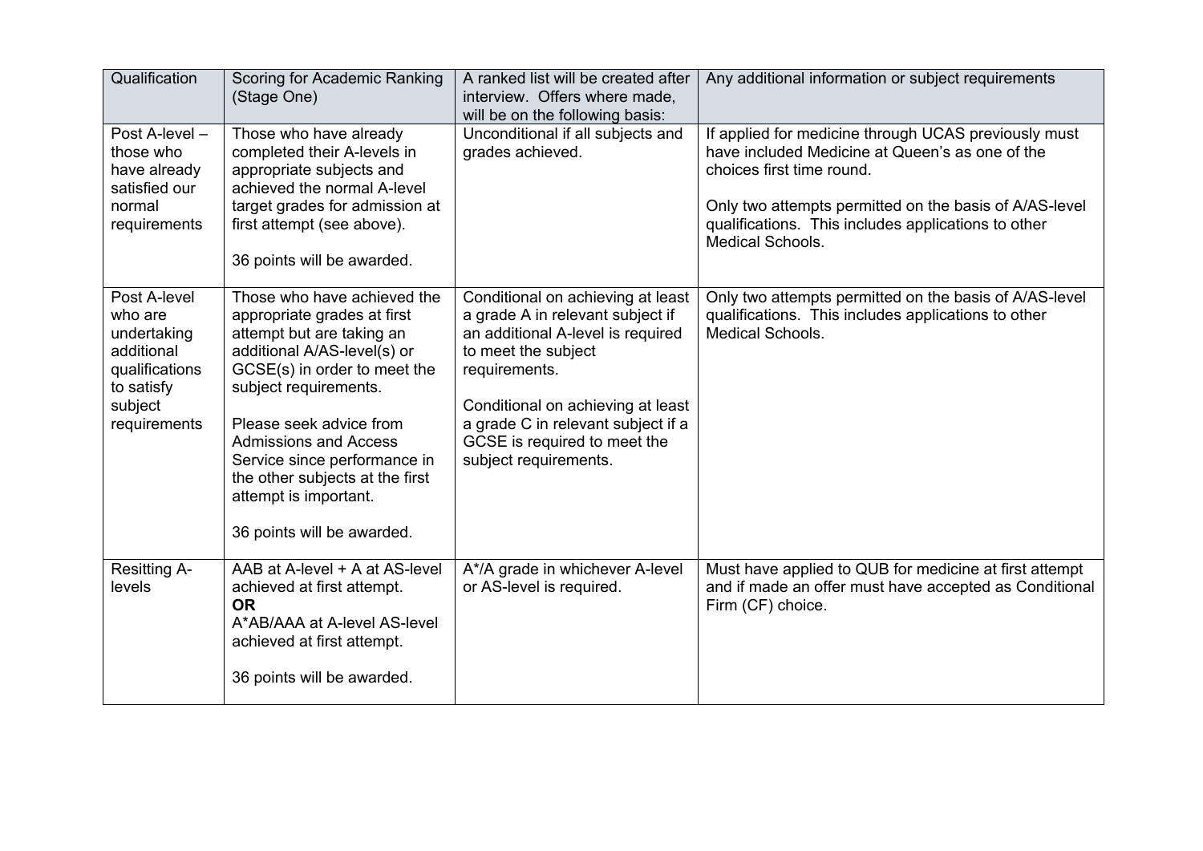| Qualification | Scoring for Academic Ranking (Stage One) | A ranked list will be created after interview. Offers where made, will be on the following basis: | Any additional information or subject requirements |
|---|---|---|---|
| Post A-level – those who have already satisfied our normal requirements | Those who have already completed their A-levels in appropriate subjects and achieved the normal A-level target grades for admission at first attempt (see above).<br><br>36 points will be awarded. | Unconditional if all subjects and grades achieved. | If applied for medicine through UCAS previously must have included Medicine at Queen's as one of the choices first time round.<br><br>Only two attempts permitted on the basis of A/AS-level qualifications. This includes applications to other Medical Schools. |
| Post A-level who are undertaking additional qualifications to satisfy subject requirements | Those who have achieved the appropriate grades at first attempt but are taking an additional A/AS-level(s) or GCSE(s) in order to meet the subject requirements.<br><br>Please seek advice from Admissions and Access Service since performance in the other subjects at the first attempt is important.<br><br>36 points will be awarded. | Conditional on achieving at least a grade A in relevant subject if an additional A-level is required to meet the subject requirements.<br><br>Conditional on achieving at least a grade C in relevant subject if a GCSE is required to meet the subject requirements. | Only two attempts permitted on the basis of A/AS-level qualifications. This includes applications to other Medical Schools. |
| Resitting A-levels | AAB at A-level + A at AS-level achieved at first attempt.<br>**OR**<br>A*AB/AAA at A-level AS-level achieved at first attempt.<br><br>36 points will be awarded. | A*/A grade in whichever A-level or AS-level is required. | Must have applied to QUB for medicine at first attempt and if made an offer must have accepted as Conditional Firm (CF) choice. |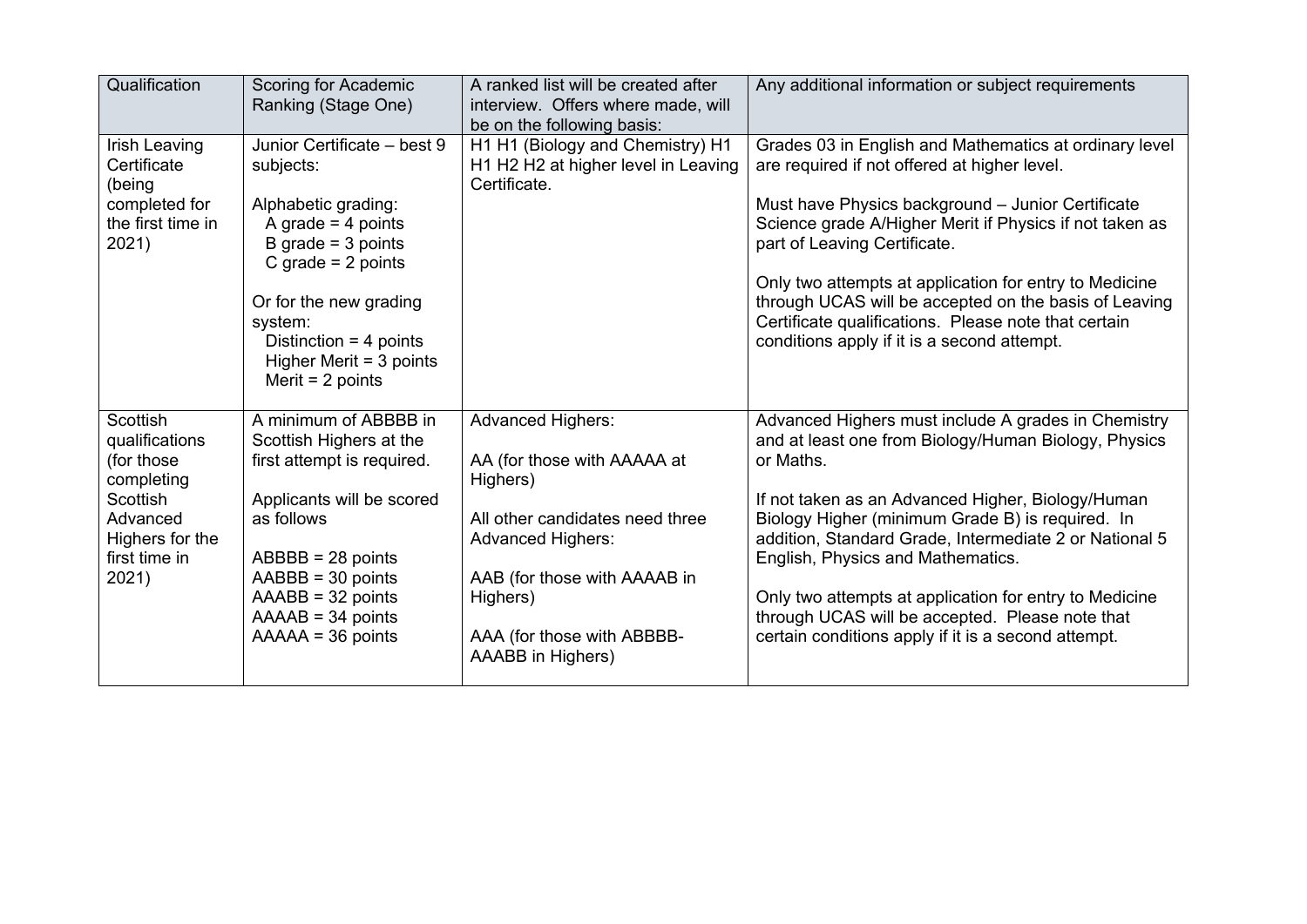| Qualification | Scoring for Academic Ranking (Stage One) | A ranked list will be created after interview. Offers where made, will be on the following basis: | Any additional information or subject requirements |
|---|---|---|---|
| Irish Leaving Certificate (being completed for the first time in 2021) | Junior Certificate – best 9 subjects:<br><br>Alphabetic grading:<br>A grade = 4 points<br>B grade = 3 points<br>C grade = 2 points<br><br>Or for the new grading system:<br>Distinction = 4 points<br>Higher Merit = 3 points<br>Merit = 2 points | H1 H1 (Biology and Chemistry) H1 H1 H2 H2 at higher level in Leaving Certificate. | Grades 03 in English and Mathematics at ordinary level are required if not offered at higher level.<br><br>Must have Physics background – Junior Certificate Science grade A/Higher Merit if Physics if not taken as part of Leaving Certificate.<br><br>Only two attempts at application for entry to Medicine through UCAS will be accepted on the basis of Leaving Certificate qualifications. Please note that certain conditions apply if it is a second attempt. |
| Scottish qualifications (for those completing Scottish Advanced Highers for the first time in 2021) | A minimum of ABBBB in Scottish Highers at the first attempt is required.<br><br>Applicants will be scored as follows<br><br>ABBBB = 28 points<br>AABBB = 30 points<br>AAABB = 32 points<br>AAAAB = 34 points<br>AAAAA = 36 points | Advanced Highers:<br><br>AA (for those with AAAAA at Highers)<br><br>All other candidates need three Advanced Highers:<br><br>AAB (for those with AAAAB in Highers)<br><br>AAA (for those with ABBBB-AAABB in Highers) | Advanced Highers must include A grades in Chemistry and at least one from Biology/Human Biology, Physics or Maths.<br><br>If not taken as an Advanced Higher, Biology/Human Biology Higher (minimum Grade B) is required. In addition, Standard Grade, Intermediate 2 or National 5 English, Physics and Mathematics.<br><br>Only two attempts at application for entry to Medicine through UCAS will be accepted. Please note that certain conditions apply if it is a second attempt. |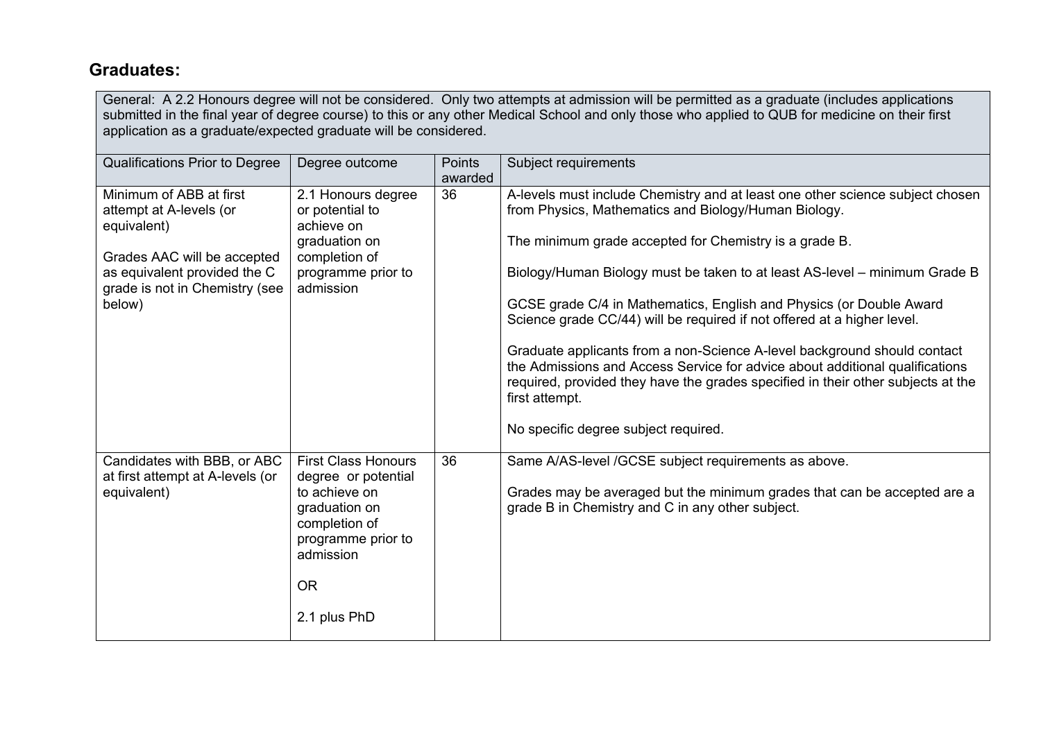## Graduates:

General: A 2.2 Honours degree will not be considered. Only two attempts at admission will be permitted as a graduate (includes applications submitted in the final year of degree course) to this or any other Medical School and only those who applied to QUB for medicine on their first application as a graduate/expected graduate will be considered.

| Qualifications Prior to Degree | Degree outcome | Points awarded | Subject requirements |
|---|---|---|---|
| Minimum of ABB at first attempt at A-levels (or equivalent)<br><br>Grades AAC will be accepted as equivalent provided the C grade is not in Chemistry (see below) | 2.1 Honours degree or potential to achieve on graduation on completion of programme prior to admission | 36 | A-levels must include Chemistry and at least one other science subject chosen from Physics, Mathematics and Biology/Human Biology.<br><br>The minimum grade accepted for Chemistry is a grade B.<br><br>Biology/Human Biology must be taken to at least AS-level – minimum Grade B<br><br>GCSE grade C/4 in Mathematics, English and Physics (or Double Award Science grade CC/44) will be required if not offered at a higher level.<br><br>Graduate applicants from a non-Science A-level background should contact the Admissions and Access Service for advice about additional qualifications required, provided they have the grades specified in their other subjects at the first attempt.<br><br>No specific degree subject required. |
| Candidates with BBB, or ABC at first attempt at A-levels (or equivalent) | First Class Honours degree or potential to achieve on graduation on completion of programme prior to admission<br><br>OR<br><br>2.1 plus PhD | 36 | Same A/AS-level /GCSE subject requirements as above.<br><br>Grades may be averaged but the minimum grades that can be accepted are a grade B in Chemistry and C in any other subject. |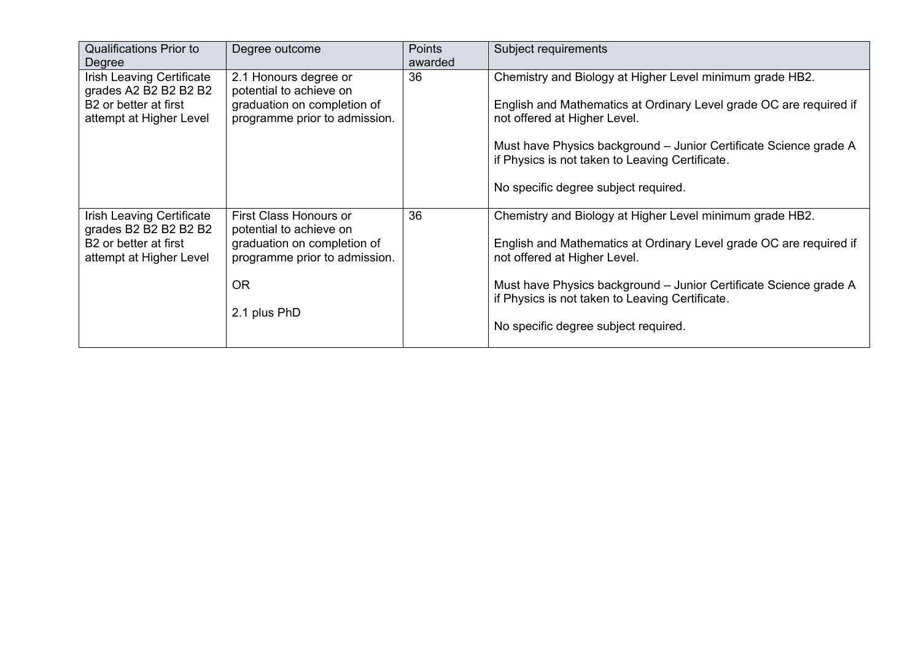| Qualifications Prior to Degree | Degree outcome | Points awarded | Subject requirements |
| --- | --- | --- | --- |
| Irish Leaving Certificate grades A2 B2 B2 B2 B2 B2 or better at first attempt at Higher Level | 2.1 Honours degree or potential to achieve on graduation on completion of programme prior to admission. | 36 | Chemistry and Biology at Higher Level minimum grade HB2.<br><br>English and Mathematics at Ordinary Level grade OC are required if not offered at Higher Level.<br><br>Must have Physics background – Junior Certificate Science grade A if Physics is not taken to Leaving Certificate.<br><br>No specific degree subject required. |
| Irish Leaving Certificate grades B2 B2 B2 B2 B2 B2 or better at first attempt at Higher Level | First Class Honours or potential to achieve on graduation on completion of programme prior to admission.<br><br>OR<br><br>2.1 plus PhD | 36 | Chemistry and Biology at Higher Level minimum grade HB2.<br><br>English and Mathematics at Ordinary Level grade OC are required if not offered at Higher Level.<br><br>Must have Physics background – Junior Certificate Science grade A if Physics is not taken to Leaving Certificate.<br><br>No specific degree subject required. |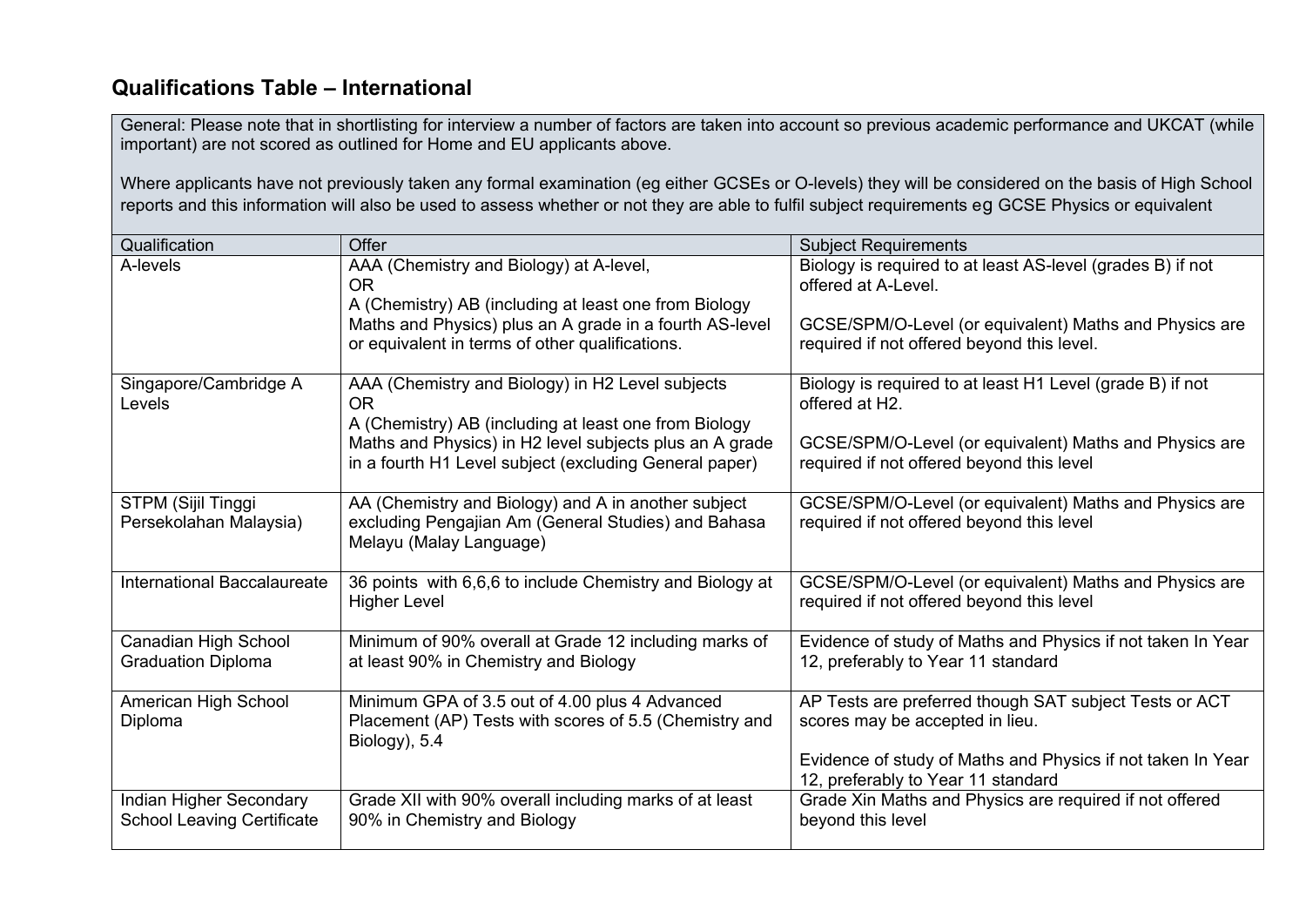## Qualifications Table – International

General: Please note that in shortlisting for interview a number of factors are taken into account so previous academic performance and UKCAT (while important) are not scored as outlined for Home and EU applicants above.

Where applicants have not previously taken any formal examination (eg either GCSEs or O-levels) they will be considered on the basis of High School reports and this information will also be used to assess whether or not they are able to fulfil subject requirements eg GCSE Physics or equivalent

| Qualification | Offer | Subject Requirements |
|---|---|---|
| A-levels | AAA (Chemistry and Biology) at A-level, OR A (Chemistry) AB (including at least one from Biology Maths and Physics) plus an A grade in a fourth AS-level or equivalent in terms of other qualifications. | Biology is required to at least AS-level (grades B) if not offered at A-Level. GCSE/SPM/O-Level (or equivalent) Maths and Physics are required if not offered beyond this level. |
| Singapore/Cambridge A Levels | AAA (Chemistry and Biology) in H2 Level subjects OR A (Chemistry) AB (including at least one from Biology Maths and Physics) in H2 level subjects plus an A grade in a fourth H1 Level subject (excluding General paper) | Biology is required to at least H1 Level (grade B) if not offered at H2. GCSE/SPM/O-Level (or equivalent) Maths and Physics are required if not offered beyond this level |
| STPM (Sijil Tinggi Persekolahan Malaysia) | AA (Chemistry and Biology) and A in another subject excluding Pengajian Am (General Studies) and Bahasa Melayu (Malay Language) | GCSE/SPM/O-Level (or equivalent) Maths and Physics are required if not offered beyond this level |
| International Baccalaureate | 36 points with 6,6,6 to include Chemistry and Biology at Higher Level | GCSE/SPM/O-Level (or equivalent) Maths and Physics are required if not offered beyond this level |
| Canadian High School Graduation Diploma | Minimum of 90% overall at Grade 12 including marks of at least 90% in Chemistry and Biology | Evidence of study of Maths and Physics if not taken In Year 12, preferably to Year 11 standard |
| American High School Diploma | Minimum GPA of 3.5 out of 4.00 plus 4 Advanced Placement (AP) Tests with scores of 5.5 (Chemistry and Biology), 5.4 | AP Tests are preferred though SAT subject Tests or ACT scores may be accepted in lieu. Evidence of study of Maths and Physics if not taken In Year 12, preferably to Year 11 standard |
| Indian Higher Secondary School Leaving Certificate | Grade XII with 90% overall including marks of at least 90% in Chemistry and Biology | Grade Xin Maths and Physics are required if not offered beyond this level |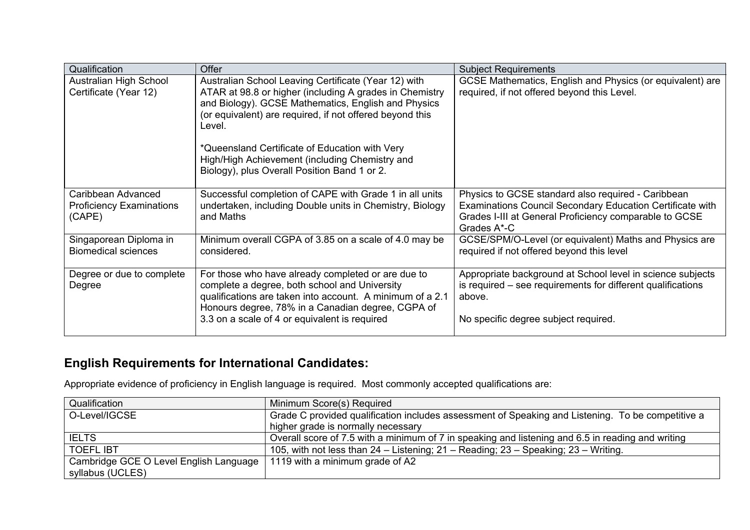| Qualification | Offer | Subject Requirements |
|---|---|---|
| Australian High School Certificate (Year 12) | Australian School Leaving Certificate (Year 12) with ATAR at 98.8 or higher (including A grades in Chemistry and Biology). GCSE Mathematics, English and Physics (or equivalent) are required, if not offered beyond this Level.<br><br>*Queensland Certificate of Education with Very High/High Achievement (including Chemistry and Biology), plus Overall Position Band 1 or 2. | GCSE Mathematics, English and Physics (or equivalent) are required, if not offered beyond this Level. |
| Caribbean Advanced Proficiency Examinations (CAPE) | Successful completion of CAPE with Grade 1 in all units undertaken, including Double units in Chemistry, Biology and Maths | Physics to GCSE standard also required - Caribbean Examinations Council Secondary Education Certificate with Grades I-III at General Proficiency comparable to GCSE Grades A*-C |
| Singaporean Diploma in Biomedical sciences | Minimum overall CGPA of 3.85 on a scale of 4.0 may be considered. | GCSE/SPM/O-Level (or equivalent) Maths and Physics are required if not offered beyond this level |
| Degree or due to complete Degree | For those who have already completed or are due to complete a degree, both school and University qualifications are taken into account. A minimum of a 2.1 Honours degree, 78% in a Canadian degree, CGPA of 3.3 on a scale of 4 or equivalent is required | Appropriate background at School level in science subjects is required – see requirements for different qualifications above.<br><br>No specific degree subject required. |

## English Requirements for International Candidates:

Appropriate evidence of proficiency in English language is required. Most commonly accepted qualifications are:

| Qualification | Minimum Score(s) Required |
|---|---|
| O-Level/IGCSE | Grade C provided qualification includes assessment of Speaking and Listening. To be competitive a higher grade is normally necessary |
| IELTS | Overall score of 7.5 with a minimum of 7 in speaking and listening and 6.5 in reading and writing |
| TOEFL IBT | 105, with not less than 24 – Listening; 21 – Reading; 23 – Speaking; 23 – Writing. |
| Cambridge GCE O Level English Language syllabus (UCLES) | 1119 with a minimum grade of A2 |